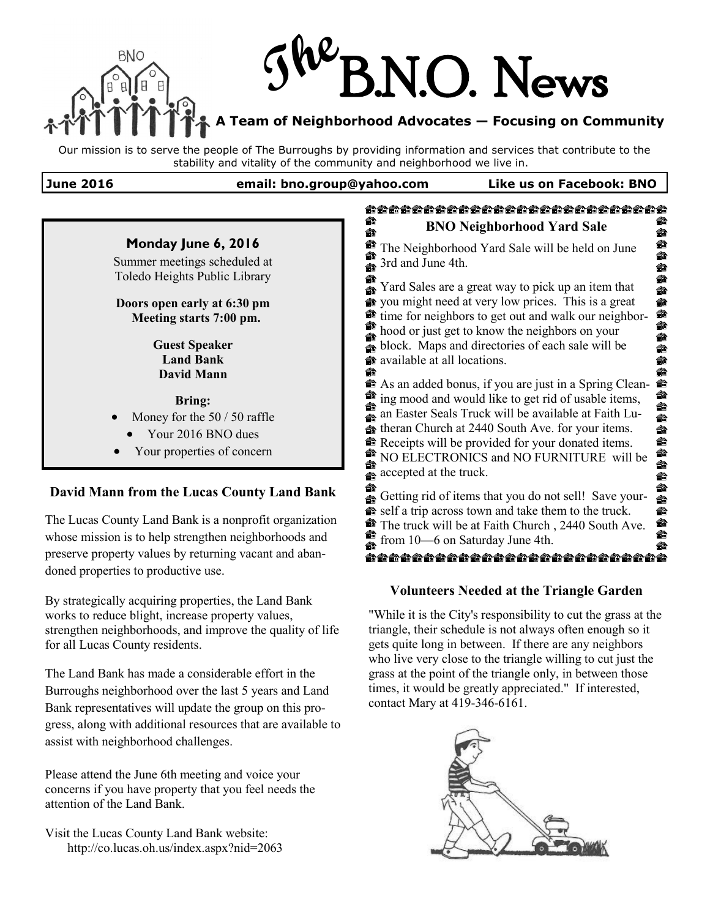# The B.N.O. News

**A Team of Neighborhood Advocates — Focusing on Community**

Our mission is to serve the people of The Burroughs by providing information and services that contribute to the stability and vitality of the community and neighborhood we live in.

**June 2016** | **email: bno.group@yahoo.com** | **Like us on Facebook: BNO**

---

### Monday June 6, 2016

Summer meetings scheduled at Toledo Heights Public Library

**Doors open early at 6:30 pm**
**Meeting starts 7:00 pm.**

**Guest Speaker**
**Land Bank**
**David Mann**

**Bring:**

- Money for the 50 / 50 raffle
- Your 2016 BNO dues
- Your properties of concern

## David Mann from the Lucas County Land Bank

The Lucas County Land Bank is a nonprofit organization whose mission is to help strengthen neighborhoods and preserve property values by returning vacant and abandoned properties to productive use.

By strategically acquiring properties, the Land Bank works to reduce blight, increase property values, strengthen neighborhoods, and improve the quality of life for all Lucas County residents.

The Land Bank has made a considerable effort in the Burroughs neighborhood over the last 5 years and Land Bank representatives will update the group on this progress, along with additional resources that are available to assist with neighborhood challenges.

Please attend the June 6th meeting and voice your concerns if you have property that you feel needs the attention of the Land Bank.

Visit the Lucas County Land Bank website:
http://co.lucas.oh.us/index.aspx?nid=2063

## BNO Neighborhood Yard Sale

The Neighborhood Yard Sale will be held on June 3rd and June 4th.

Yard Sales are a great way to pick up an item that you might need at very low prices. This is a great time for neighbors to get out and walk our neighborhood or just get to know the neighbors on your block. Maps and directories of each sale will be available at all locations.

As an added bonus, if you are just in a Spring Cleaning mood and would like to get rid of usable items, an Easter Seals Truck will be available at Faith Lutheran Church at 2440 South Ave. for your items. Receipts will be provided for your donated items. NO ELECTRONICS and NO FURNITURE will be accepted at the truck.

Getting rid of items that you do not sell! Save yourself a trip across town and take them to the truck. The truck will be at Faith Church , 2440 South Ave. from 10—6 on Saturday June 4th.

## Volunteers Needed at the Triangle Garden

"While it is the City's responsibility to cut the grass at the triangle, their schedule is not always often enough so it gets quite long in between. If there are any neighbors who live very close to the triangle willing to cut just the grass at the point of the triangle only, in between those times, it would be greatly appreciated." If interested, contact Mary at 419-346-6161.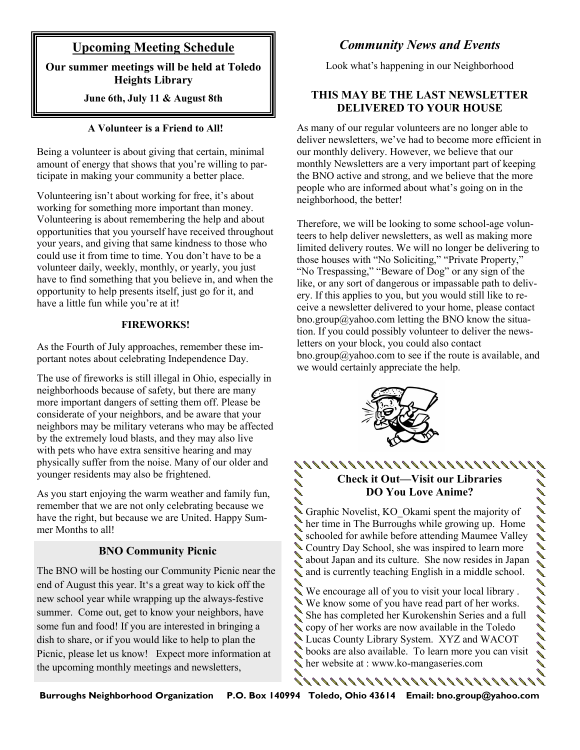## Upcoming Meeting Schedule

**Our summer meetings will be held at Toledo Heights Library**

**June 6th, July 11 & August 8th**

**A Volunteer is a Friend to All!**

Being a volunteer is about giving that certain, minimal amount of energy that shows that you're willing to participate in making your community a better place.

Volunteering isn't about working for free, it's about working for something more important than money. Volunteering is about remembering the help and about opportunities that you yourself have received throughout your years, and giving that same kindness to those who could use it from time to time. You don't have to be a volunteer daily, weekly, monthly, or yearly, you just have to find something that you believe in, and when the opportunity to help presents itself, just go for it, and have a little fun while you're at it!

**FIREWORKS!**

As the Fourth of July approaches, remember these important notes about celebrating Independence Day.

The use of fireworks is still illegal in Ohio, especially in neighborhoods because of safety, but there are many more important dangers of setting them off. Please be considerate of your neighbors, and be aware that your neighbors may be military veterans who may be affected by the extremely loud blasts, and they may also live with pets who have extra sensitive hearing and may physically suffer from the noise. Many of our older and younger residents may also be frightened.

As you start enjoying the warm weather and family fun, remember that we are not only celebrating because we have the right, but because we are United. Happy Summer Months to all!

### BNO Community Picnic

The BNO will be hosting our Community Picnic near the end of August this year. It's a great way to kick off the new school year while wrapping up the always-festive summer. Come out, get to know your neighbors, have some fun and food! If you are interested in bringing a dish to share, or if you would like to help to plan the Picnic, please let us know! Expect more information at the upcoming monthly meetings and newsletters,

## *Community News and Events*

Look what's happening in our Neighborhood

### THIS MAY BE THE LAST NEWSLETTER DELIVERED TO YOUR HOUSE

As many of our regular volunteers are no longer able to deliver newsletters, we've had to become more efficient in our monthly delivery. However, we believe that our monthly Newsletters are a very important part of keeping the BNO active and strong, and we believe that the more people who are informed about what's going on in the neighborhood, the better!

Therefore, we will be looking to some school-age volunteers to help deliver newsletters, as well as making more limited delivery routes. We will no longer be delivering to those houses with "No Soliciting," "Private Property," "No Trespassing," "Beware of Dog" or any sign of the like, or any sort of dangerous or impassable path to delivery. If this applies to you, but you would still like to receive a newsletter delivered to your home, please contact bno.group@yahoo.com letting the BNO know the situation. If you could possibly volunteer to deliver the newsletters on your block, you could also contact bno.group@yahoo.com to see if the route is available, and we would certainly appreciate the help.

### Check it Out—Visit our Libraries DO You Love Anime?

Graphic Novelist, KO_Okami spent the majority of her time in The Burroughs while growing up. Home schooled for awhile before attending Maumee Valley Country Day School, she was inspired to learn more about Japan and its culture. She now resides in Japan and is currently teaching English in a middle school.

We encourage all of you to visit your local library . We know some of you have read part of her works. She has completed her Kurokenshin Series and a full copy of her works are now available in the Toledo Lucas County Library System. XYZ and WACOT books are also available. To learn more you can visit her website at : www.ko-mangaseries.com

**Burroughs Neighborhood Organization P.O. Box 140994 Toledo, Ohio 43614 Email: bno.group@yahoo.com**